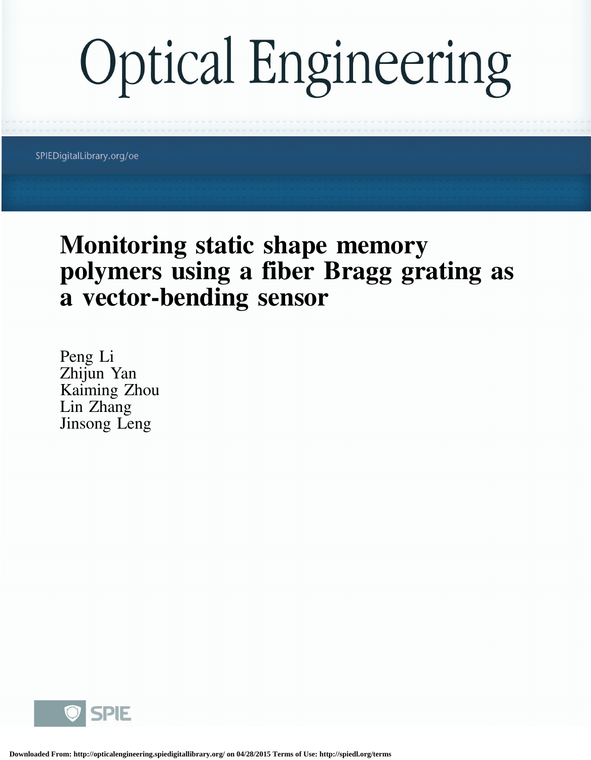# Optical Engineering

SPIEDigitalLibrary.org/oe

# Monitoring static shape memory polymers using a fiber Bragg grating as a vector-bending sensor

Peng Li
Zhijun Yan
Kaiming Zhou
Lin Zhang
Jinsong Leng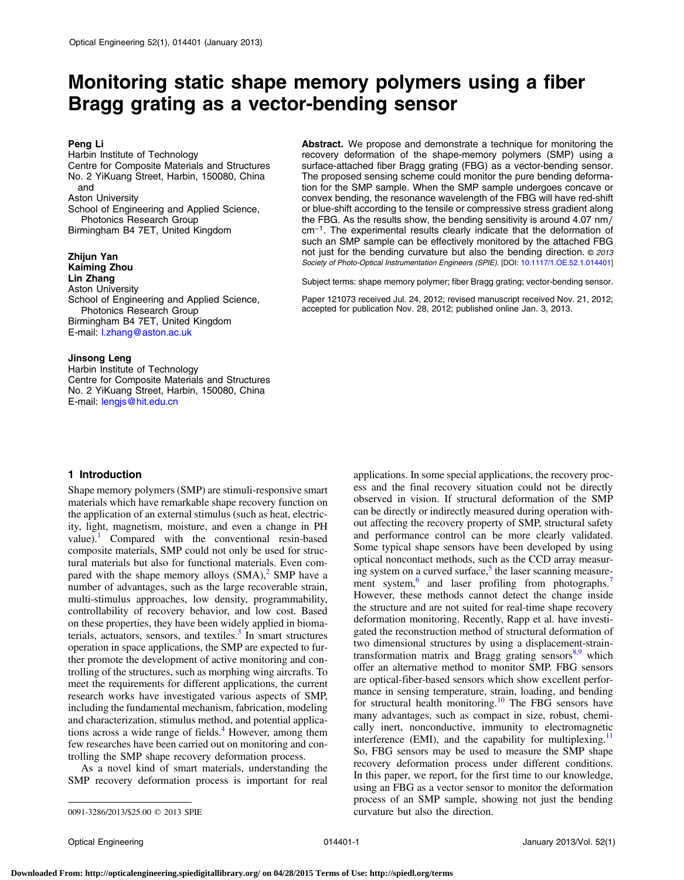# Monitoring static shape memory polymers using a fiber Bragg grating as a vector-bending sensor

**Peng Li**
Harbin Institute of Technology
Centre for Composite Materials and Structures
No. 2 YiKuang Street, Harbin, 150080, China
and
Aston University
School of Engineering and Applied Science,
Photonics Research Group
Birmingham B4 7ET, United Kingdom

**Zhijun Yan**
**Kaiming Zhou**
**Lin Zhang**
Aston University
School of Engineering and Applied Science,
Photonics Research Group
Birmingham B4 7ET, United Kingdom
E-mail: l.zhang@aston.ac.uk

**Jinsong Leng**
Harbin Institute of Technology
Centre for Composite Materials and Structures
No. 2 YiKuang Street, Harbin, 150080, China
E-mail: lengjs@hit.edu.cn

**Abstract.** We propose and demonstrate a technique for monitoring the recovery deformation of the shape-memory polymers (SMP) using a surface-attached fiber Bragg grating (FBG) as a vector-bending sensor. The proposed sensing scheme could monitor the pure bending deformation for the SMP sample. When the SMP sample undergoes concave or convex bending, the resonance wavelength of the FBG will have red-shift or blue-shift according to the tensile or compressive stress gradient along the FBG. As the results show, the bending sensitivity is around 4.07 nm/cm$^{-1}$. The experimental results clearly indicate that the deformation of such an SMP sample can be effectively monitored by the attached FBG not just for the bending curvature but also the bending direction. © *2013 Society of Photo-Optical Instrumentation Engineers (SPIE).* [DOI: 10.1117/1.OE.52.1.014401]

Subject terms: shape memory polymer; fiber Bragg grating; vector-bending sensor.

Paper 121073 received Jul. 24, 2012; revised manuscript received Nov. 21, 2012; accepted for publication Nov. 28, 2012; published online Jan. 3, 2013.

## 1 Introduction

Shape memory polymers (SMP) are stimuli-responsive smart materials which have remarkable shape recovery function on the application of an external stimulus (such as heat, electricity, light, magnetism, moisture, and even a change in PH value).[1] Compared with the conventional resin-based composite materials, SMP could not only be used for structural materials but also for functional materials. Even compared with the shape memory alloys (SMA),[2] SMP have a number of advantages, such as the large recoverable strain, multi-stimulus approaches, low density, programmability, controllability of recovery behavior, and low cost. Based on these properties, they have been widely applied in biomaterials, actuators, sensors, and textiles.[3] In smart structures operation in space applications, the SMP are expected to further promote the development of active monitoring and controlling of the structures, such as morphing wing aircrafts. To meet the requirements for different applications, the current research works have investigated various aspects of SMP, including the fundamental mechanism, fabrication, modeling and characterization, stimulus method, and potential applications across a wide range of fields.[4] However, among them few researches have been carried out on monitoring and controlling the SMP shape recovery deformation process.

As a novel kind of smart materials, understanding the SMP recovery deformation process is important for real applications. In some special applications, the recovery process and the final recovery situation could not be directly observed in vision. If structural deformation of the SMP can be directly or indirectly measured during operation without affecting the recovery property of SMP, structural safety and performance control can be more clearly validated. Some typical shape sensors have been developed by using optical noncontact methods, such as the CCD array measuring system on a curved surface,[5] the laser scanning measurement system,[6] and laser profiling from photographs.[7] However, these methods cannot detect the change inside the structure and are not suited for real-time shape recovery deformation monitoring. Recently, Rapp et al. have investigated the reconstruction method of structural deformation of two dimensional structures by using a displacement-strain-transformation matrix and Bragg grating sensors[8,9] which offer an alternative method to monitor SMP. FBG sensors are optical-fiber-based sensors which show excellent performance in sensing temperature, strain, loading, and bending for structural health monitoring.[10] The FBG sensors have many advantages, such as compact in size, robust, chemically inert, nonconductive, immunity to electromagnetic interference (EMI), and the capability for multiplexing.[11] So, FBG sensors may be used to measure the SMP shape recovery deformation process under different conditions. In this paper, we report, for the first time to our knowledge, using an FBG as a vector sensor to monitor the deformation process of an SMP sample, showing not just the bending curvature but also the direction.

0091-3286/2013/$25.00 © 2013 SPIE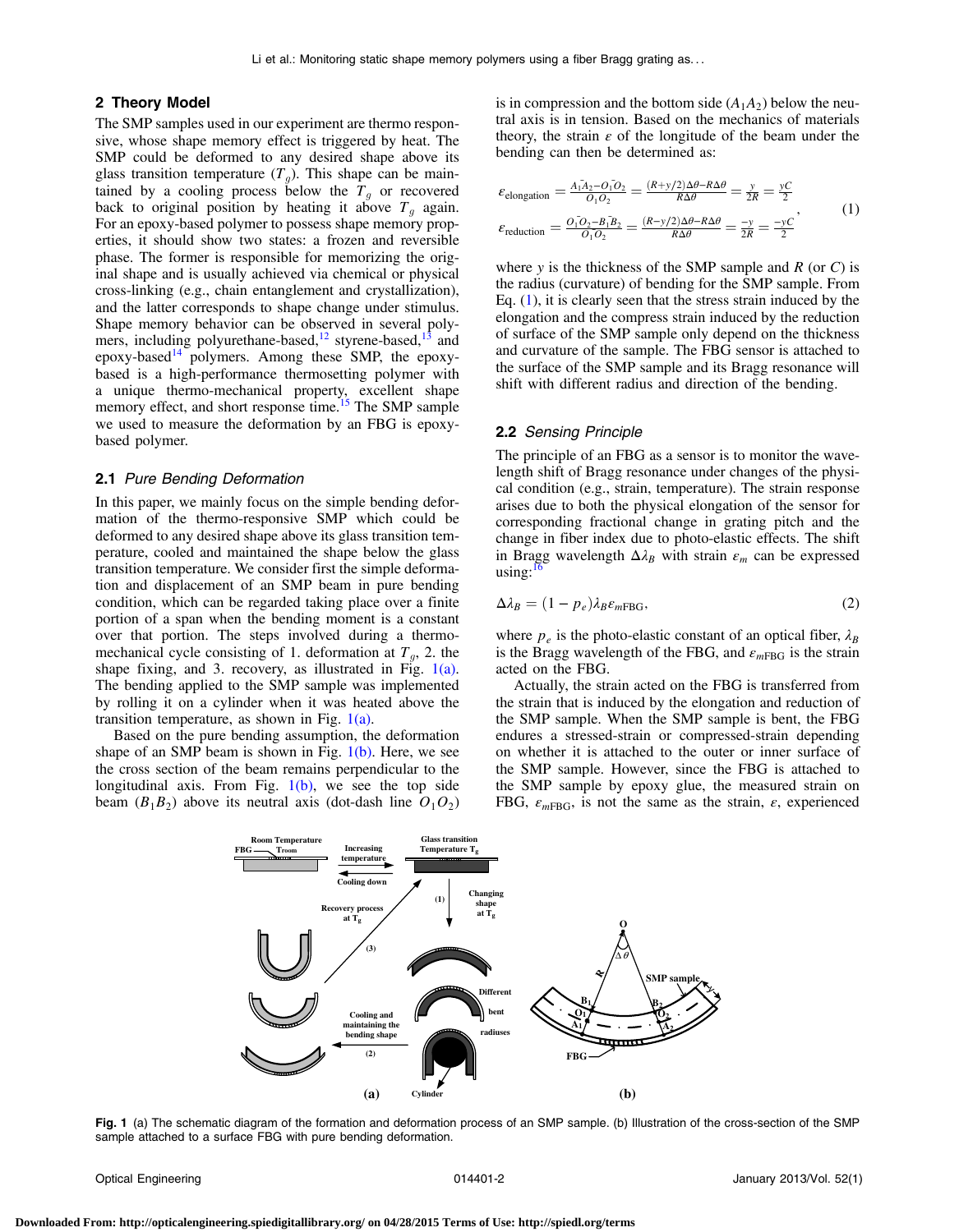## 2 Theory Model

The SMP samples used in our experiment are thermo responsive, whose shape memory effect is triggered by heat. The SMP could be deformed to any desired shape above its glass transition temperature ($T_g$). This shape can be maintained by a cooling process below the $T_g$ or recovered back to original position by heating it above $T_g$ again. For an epoxy-based polymer to possess shape memory properties, it should show two states: a frozen and reversible phase. The former is responsible for memorizing the original shape and is usually achieved via chemical or physical cross-linking (e.g., chain entanglement and crystallization), and the latter corresponds to shape change under stimulus. Shape memory behavior can be observed in several polymers, including polyurethane-based,[12] styrene-based,[13] and epoxy-based[14] polymers. Among these SMP, the epoxy-based is a high-performance thermosetting polymer with a unique thermo-mechanical property, excellent shape memory effect, and short response time.[15] The SMP sample we used to measure the deformation by an FBG is epoxy-based polymer.

### 2.1 *Pure Bending Deformation*

In this paper, we mainly focus on the simple bending deformation of the thermo-responsive SMP which could be deformed to any desired shape above its glass transition temperature, cooled and maintained the shape below the glass transition temperature. We consider first the simple deformation and displacement of an SMP beam in pure bending condition, which can be regarded taking place over a finite portion of a span when the bending moment is a constant over that portion. The steps involved during a thermo-mechanical cycle consisting of 1. deformation at $T_g$, 2. the shape fixing, and 3. recovery, as illustrated in Fig. 1(a). The bending applied to the SMP sample was implemented by rolling it on a cylinder when it was heated above the transition temperature, as shown in Fig. 1(a).

Based on the pure bending assumption, the deformation shape of an SMP beam is shown in Fig. 1(b). Here, we see the cross section of the beam remains perpendicular to the longitudinal axis. From Fig. 1(b), we see the top side beam ($B_1B_2$) above its neutral axis (dot-dash line $O_1O_2$) is in compression and the bottom side ($A_1A_2$) below the neutral axis is in tension. Based on the mechanics of materials theory, the strain $\varepsilon$ of the longitude of the beam under the bending can then be determined as:

$$\varepsilon_{\text{elongation}} = \frac{\bar{A_1A_2} - \bar{O_1O_2}}{\bar{O_1O_2}} = \frac{(R+y/2)\Delta\theta - R\Delta\theta}{R\Delta\theta} = \frac{y}{2R} = \frac{yC}{2}$$
$$\varepsilon_{\text{reduction}} = \frac{\bar{O_1O_2} - \bar{B_1B_2}}{\bar{O_1O_2}} = \frac{(R-y/2)\Delta\theta - R\Delta\theta}{R\Delta\theta} = \frac{-y}{2R} = \frac{-yC}{2}, \tag{1}$$

where $y$ is the thickness of the SMP sample and $R$ (or $C$) is the radius (curvature) of bending for the SMP sample. From Eq. (1), it is clearly seen that the stress strain induced by the elongation and the compress strain induced by the reduction of surface of the SMP sample only depend on the thickness and curvature of the sample. The FBG sensor is attached to the surface of the SMP sample and its Bragg resonance will shift with different radius and direction of the bending.

### 2.2 *Sensing Principle*

The principle of an FBG as a sensor is to monitor the wavelength shift of Bragg resonance under changes of the physical condition (e.g., strain, temperature). The strain response arises due to both the physical elongation of the sensor for corresponding fractional change in grating pitch and the change in fiber index due to photo-elastic effects. The shift in Bragg wavelength $\Delta\lambda_B$ with strain $\varepsilon_m$ can be expressed using:[16]

$$\Delta\lambda_B = (1 - p_e)\lambda_B \varepsilon_{m\text{FBG}}, \tag{2}$$

where $p_e$ is the photo-elastic constant of an optical fiber, $\lambda_B$ is the Bragg wavelength of the FBG, and $\varepsilon_{m\text{FBG}}$ is the strain acted on the FBG.

Actually, the strain acted on the FBG is transferred from the strain that is induced by the elongation and reduction of the SMP sample. When the SMP sample is bent, the FBG endures a stressed-strain or compressed-strain depending on whether it is attached to the outer or inner surface of the SMP sample. However, since the FBG is attached to the SMP sample by epoxy glue, the measured strain on FBG, $\varepsilon_{m\text{FBG}}$, is not the same as the strain, $\varepsilon$, experienced

**Fig. 1** (a) The schematic diagram of the formation and deformation process of an SMP sample. (b) Illustration of the cross-section of the SMP sample attached to a surface FBG with pure bending deformation.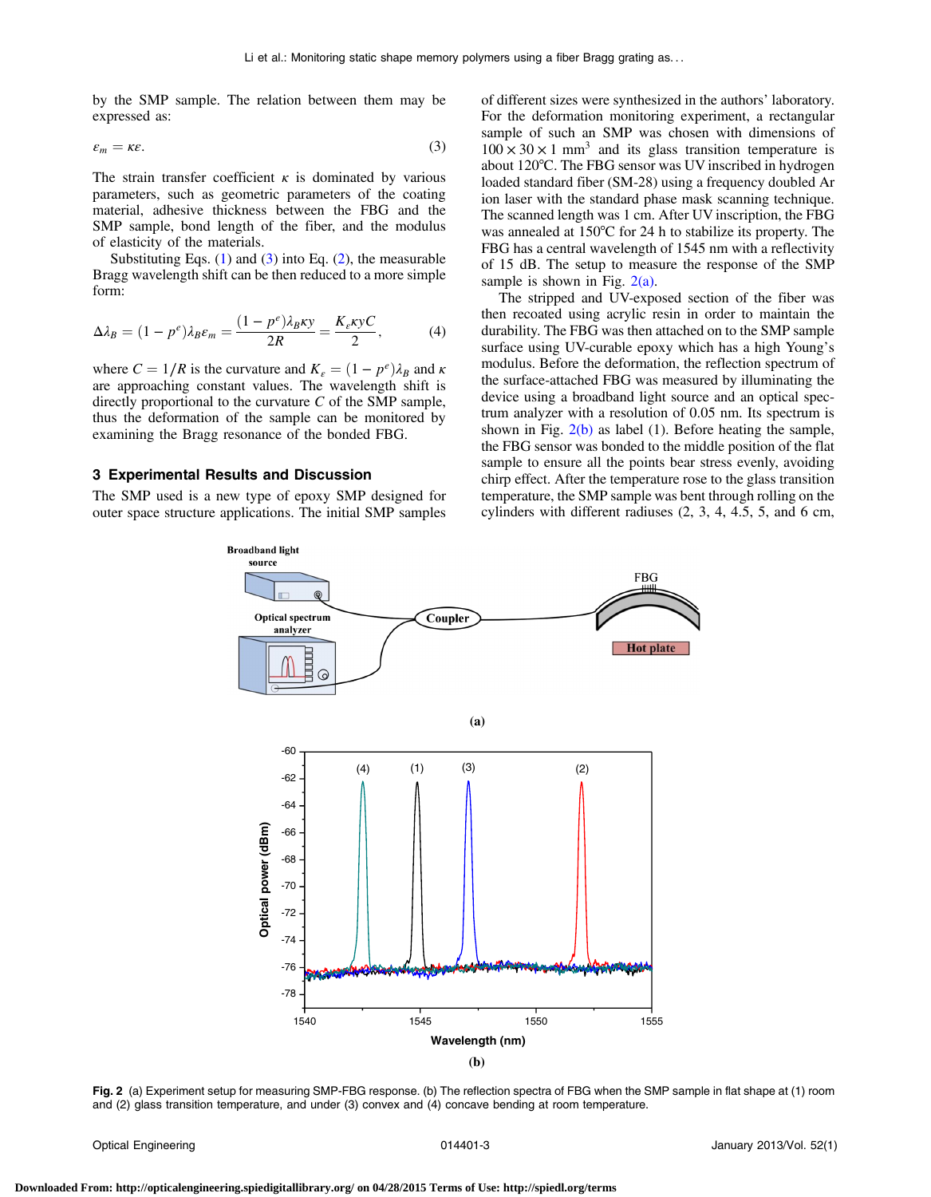by the SMP sample. The relation between them may be expressed as:

$$\varepsilon_m = \kappa\varepsilon. \tag{3}$$

The strain transfer coefficient $\kappa$ is dominated by various parameters, such as geometric parameters of the coating material, adhesive thickness between the FBG and the SMP sample, bond length of the fiber, and the modulus of elasticity of the materials.

Substituting Eqs. (1) and (3) into Eq. (2), the measurable Bragg wavelength shift can be then reduced to a more simple form:

$$\Delta\lambda_B = (1 - p^e)\lambda_B\varepsilon_m = \frac{(1 - p^e)\lambda_B\kappa y}{2R} = \frac{K_\varepsilon \kappa y C}{2}, \tag{4}$$

where $C = 1/R$ is the curvature and $K_\varepsilon = (1 - p^e)\lambda_B$ and $\kappa$ are approaching constant values. The wavelength shift is directly proportional to the curvature $C$ of the SMP sample, thus the deformation of the sample can be monitored by examining the Bragg resonance of the bonded FBG.

## 3 Experimental Results and Discussion

The SMP used is a new type of epoxy SMP designed for outer space structure applications. The initial SMP samples of different sizes were synthesized in the authors' laboratory. For the deformation monitoring experiment, a rectangular sample of such an SMP was chosen with dimensions of $100 \times 30 \times 1\ \text{mm}^3$ and its glass transition temperature is about 120°C. The FBG sensor was UV inscribed in hydrogen loaded standard fiber (SM-28) using a frequency doubled Ar ion laser with the standard phase mask scanning technique. The scanned length was 1 cm. After UV inscription, the FBG was annealed at 150°C for 24 h to stabilize its property. The FBG has a central wavelength of 1545 nm with a reflectivity of 15 dB. The setup to measure the response of the SMP sample is shown in Fig. 2(a).

The stripped and UV-exposed section of the fiber was then recoated using acrylic resin in order to maintain the durability. The FBG was then attached on to the SMP sample surface using UV-curable epoxy which has a high Young's modulus. Before the deformation, the reflection spectrum of the surface-attached FBG was measured by illuminating the device using a broadband light source and an optical spectrum analyzer with a resolution of 0.05 nm. Its spectrum is shown in Fig. 2(b) as label (1). Before heating the sample, the FBG sensor was bonded to the middle position of the flat sample to ensure all the points bear stress evenly, avoiding chirp effect. After the temperature rose to the glass transition temperature, the SMP sample was bent through rolling on the cylinders with different radiuses (2, 3, 4, 4.5, 5, and 6 cm,

**Fig. 2** (a) Experiment setup for measuring SMP-FBG response. (b) The reflection spectra of FBG when the SMP sample in flat shape at (1) room and (2) glass transition temperature, and under (3) convex and (4) concave bending at room temperature.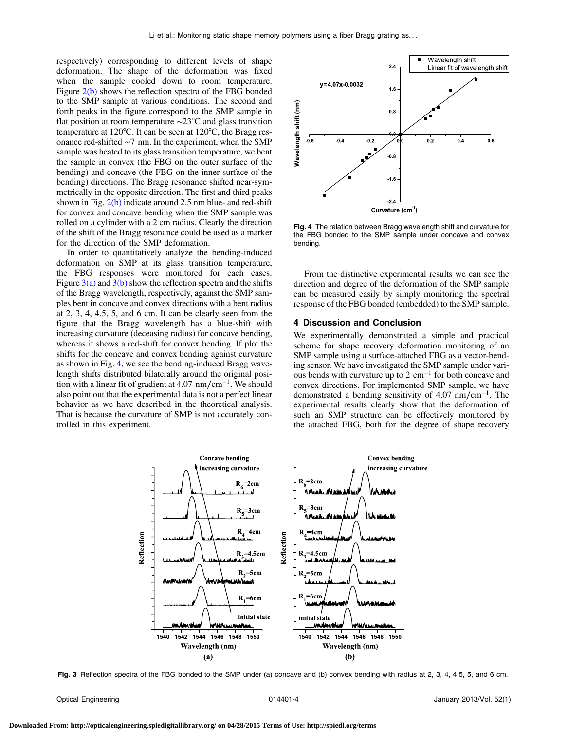respectively) corresponding to different levels of shape deformation. The shape of the deformation was fixed when the sample cooled down to room temperature. Figure 2(b) shows the reflection spectra of the FBG bonded to the SMP sample at various conditions. The second and forth peaks in the figure correspond to the SMP sample in flat position at room temperature ~23°C and glass transition temperature at 120°C. It can be seen at 120°C, the Bragg resonance red-shifted ~7 nm. In the experiment, when the SMP sample was heated to its glass transition temperature, we bent the sample in convex (the FBG on the outer surface of the bending) and concave (the FBG on the inner surface of the bending) directions. The Bragg resonance shifted near-symmetrically in the opposite direction. The first and third peaks shown in Fig. 2(b) indicate around 2.5 nm blue- and red-shift for convex and concave bending when the SMP sample was rolled on a cylinder with a 2 cm radius. Clearly the direction of the shift of the Bragg resonance could be used as a marker for the direction of the SMP deformation.

In order to quantitatively analyze the bending-induced deformation on SMP at its glass transition temperature, the FBG responses were monitored for each cases. Figure 3(a) and 3(b) show the reflection spectra and the shifts of the Bragg wavelength, respectively, against the SMP samples bent in concave and convex directions with a bent radius at 2, 3, 4, 4.5, 5, and 6 cm. It can be clearly seen from the figure that the Bragg wavelength has a blue-shift with increasing curvature (deceasing radius) for concave bending, whereas it shows a red-shift for convex bending. If plot the shifts for the concave and convex bending against curvature as shown in Fig. 4, we see the bending-induced Bragg wavelength shifts distributed bilaterally around the original position with a linear fit of gradient at 4.07 $\mathrm{nm/cm^{-1}}$. We should also point out that the experimental data is not a perfect linear behavior as we have described in the theoretical analysis. That is because the curvature of SMP is not accurately controlled in this experiment.

**Fig. 4** The relation between Bragg wavelength shift and curvature for the FBG bonded to the SMP sample under concave and convex bending.

From the distinctive experimental results we can see the direction and degree of the deformation of the SMP sample can be measured easily by simply monitoring the spectral response of the FBG bonded (embedded) to the SMP sample.

## 4 Discussion and Conclusion

We experimentally demonstrated a simple and practical scheme for shape recovery deformation monitoring of an SMP sample using a surface-attached FBG as a vector-bending sensor. We have investigated the SMP sample under various bends with curvature up to 2 $\mathrm{cm^{-1}}$ for both concave and convex directions. For implemented SMP sample, we have demonstrated a bending sensitivity of 4.07 $\mathrm{nm/cm^{-1}}$. The experimental results clearly show that the deformation of such an SMP structure can be effectively monitored by the attached FBG, both for the degree of shape recovery

**Fig. 3** Reflection spectra of the FBG bonded to the SMP under (a) concave and (b) convex bending with radius at 2, 3, 4, 4.5, 5, and 6 cm.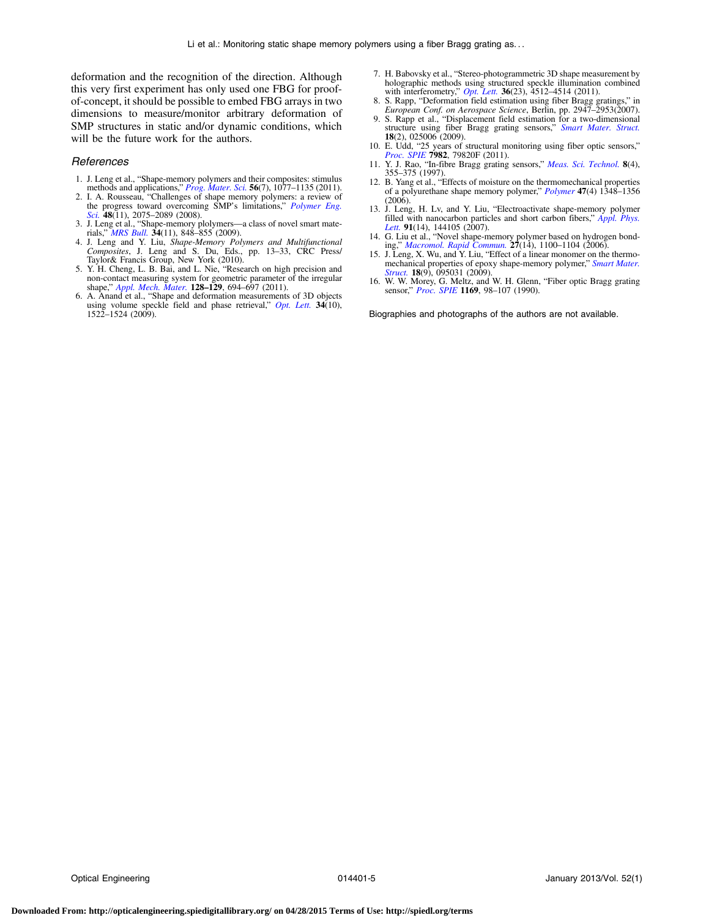deformation and the recognition of the direction. Although this very first experiment has only used one FBG for proof-of-concept, it should be possible to embed FBG arrays in two dimensions to measure/monitor arbitrary deformation of SMP structures in static and/or dynamic conditions, which will be the future work for the authors.

### References

1. J. Leng et al., "Shape-memory polymers and their composites: stimulus methods and applications," *Prog. Mater. Sci.* **56**(7), 1077–1135 (2011).
2. I. A. Rousseau, "Challenges of shape memory polymers: a review of the progress toward overcoming SMP's limitations," *Polymer Eng. Sci.* **48**(11), 2075–2089 (2008).
3. J. Leng et al., "Shape-memory plolymers—a class of novel smart materials," *MRS Bull.* **34**(11), 848–855 (2009).
4. J. Leng and Y. Liu, *Shape-Memory Polymers and Multifunctional Composites*, J. Leng and S. Du, Eds., pp. 13–33, CRC Press/ Taylor& Francis Group, New York (2010).
5. Y. H. Cheng, L. B. Bai, and L. Nie, "Research on high precision and non-contact measuring system for geometric parameter of the irregular shape," *Appl. Mech. Mater.* **128–129**, 694–697 (2011).
6. A. Anand et al., "Shape and deformation measurements of 3D objects using volume speckle field and phase retrieval," *Opt. Lett.* **34**(10), 1522–1524 (2009).
7. H. Babovsky et al., "Stereo-photogrammetric 3D shape measurement by holographic methods using structured speckle illumination combined with interferometry," *Opt. Lett.* **36**(23), 4512–4514 (2011).
8. S. Rapp, "Deformation field estimation using fiber Bragg gratings," in *European Conf. on Aerospace Science*, Berlin, pp. 2947–2953(2007).
9. S. Rapp et al., "Displacement field estimation for a two-dimensional structure using fiber Bragg grating sensors," *Smart Mater. Struct.* **18**(2), 025006 (2009).
10. E. Udd, "25 years of structural monitoring using fiber optic sensors," *Proc. SPIE* **7982**, 79820F (2011).
11. Y. J. Rao, "In-fibre Bragg grating sensors," *Meas. Sci. Technol.* **8**(4), 355–375 (1997).
12. B. Yang et al., "Effects of moisture on the thermomechanical properties of a polyurethane shape memory polymer," *Polymer* **47**(4) 1348–1356 (2006).
13. J. Leng, H. Lv, and Y. Liu, "Electroactivate shape-memory polymer filled with nanocarbon particles and short carbon fibers," *Appl. Phys. Lett.* **91**(14), 144105 (2007).
14. G. Liu et al., "Novel shape-memory polymer based on hydrogen bonding," *Macromol. Rapid Commun.* **27**(14), 1100–1104 (2006).
15. J. Leng, X. Wu, and Y. Liu, "Effect of a linear monomer on the thermomechanical properties of epoxy shape-memory polymer," *Smart Mater. Struct.* **18**(9), 095031 (2009).
16. W. W. Morey, G. Meltz, and W. H. Glenn, "Fiber optic Bragg grating sensor," *Proc. SPIE* **1169**, 98–107 (1990).

Biographies and photographs of the authors are not available.